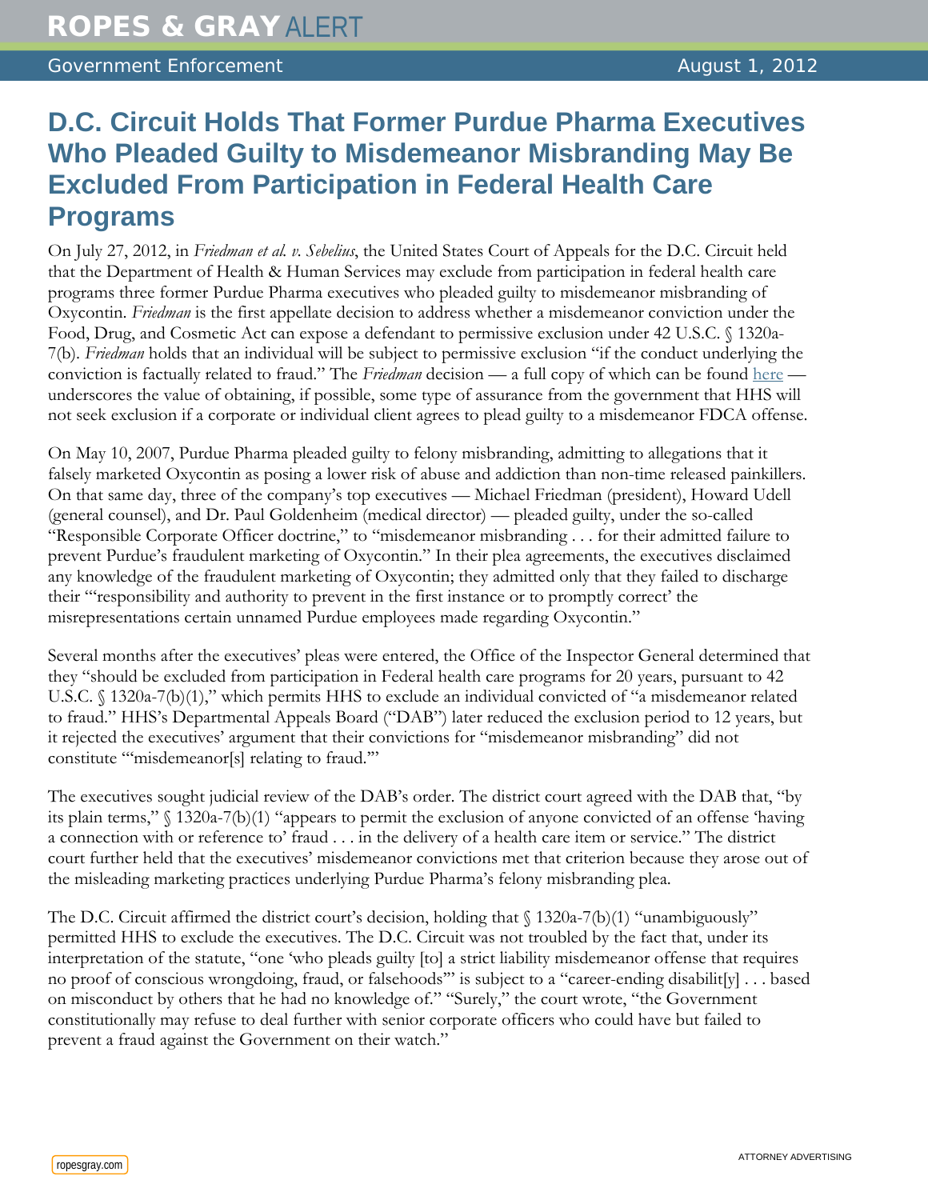# ROPES & GRAY ALERT

Government Enforcement — August 1, 2012

## D.C. Circuit Holds That Former Purdue Pharma Executives Who Pleaded Guilty to Misdemeanor Misbranding May Be Excluded From Participation in Federal Health Care Programs

On July 27, 2012, in *Friedman et al. v. Sebelius*, the United States Court of Appeals for the D.C. Circuit held that the Department of Health & Human Services may exclude from participation in federal health care programs three former Purdue Pharma executives who pleaded guilty to misdemeanor misbranding of Oxycontin. *Friedman* is the first appellate decision to address whether a misdemeanor conviction under the Food, Drug, and Cosmetic Act can expose a defendant to permissive exclusion under 42 U.S.C. § 1320a-7(b). *Friedman* holds that an individual will be subject to permissive exclusion "if the conduct underlying the conviction is factually related to fraud." The *Friedman* decision — a full copy of which can be found here — underscores the value of obtaining, if possible, some type of assurance from the government that HHS will not seek exclusion if a corporate or individual client agrees to plead guilty to a misdemeanor FDCA offense.

On May 10, 2007, Purdue Pharma pleaded guilty to felony misbranding, admitting to allegations that it falsely marketed Oxycontin as posing a lower risk of abuse and addiction than non-time released painkillers. On that same day, three of the company's top executives — Michael Friedman (president), Howard Udell (general counsel), and Dr. Paul Goldenheim (medical director) — pleaded guilty, under the so-called "Responsible Corporate Officer doctrine," to "misdemeanor misbranding . . . for their admitted failure to prevent Purdue's fraudulent marketing of Oxycontin." In their plea agreements, the executives disclaimed any knowledge of the fraudulent marketing of Oxycontin; they admitted only that they failed to discharge their "'responsibility and authority to prevent in the first instance or to promptly correct' the misrepresentations certain unnamed Purdue employees made regarding Oxycontin."

Several months after the executives' pleas were entered, the Office of the Inspector General determined that they "should be excluded from participation in Federal health care programs for 20 years, pursuant to 42 U.S.C. § 1320a-7(b)(1)," which permits HHS to exclude an individual convicted of "a misdemeanor related to fraud." HHS's Departmental Appeals Board ("DAB") later reduced the exclusion period to 12 years, but it rejected the executives' argument that their convictions for "misdemeanor misbranding" did not constitute "'misdemeanor[s] relating to fraud.'"

The executives sought judicial review of the DAB's order. The district court agreed with the DAB that, "by its plain terms," § 1320a-7(b)(1) "appears to permit the exclusion of anyone convicted of an offense 'having a connection with or reference to' fraud . . . in the delivery of a health care item or service." The district court further held that the executives' misdemeanor convictions met that criterion because they arose out of the misleading marketing practices underlying Purdue Pharma's felony misbranding plea.

The D.C. Circuit affirmed the district court's decision, holding that § 1320a-7(b)(1) "unambiguously" permitted HHS to exclude the executives. The D.C. Circuit was not troubled by the fact that, under its interpretation of the statute, "one 'who pleads guilty [to] a strict liability misdemeanor offense that requires no proof of conscious wrongdoing, fraud, or falsehoods'" is subject to a "career-ending disabilit[y] . . . based on misconduct by others that he had no knowledge of." "Surely," the court wrote, "the Government constitutionally may refuse to deal further with senior corporate officers who could have but failed to prevent a fraud against the Government on their watch."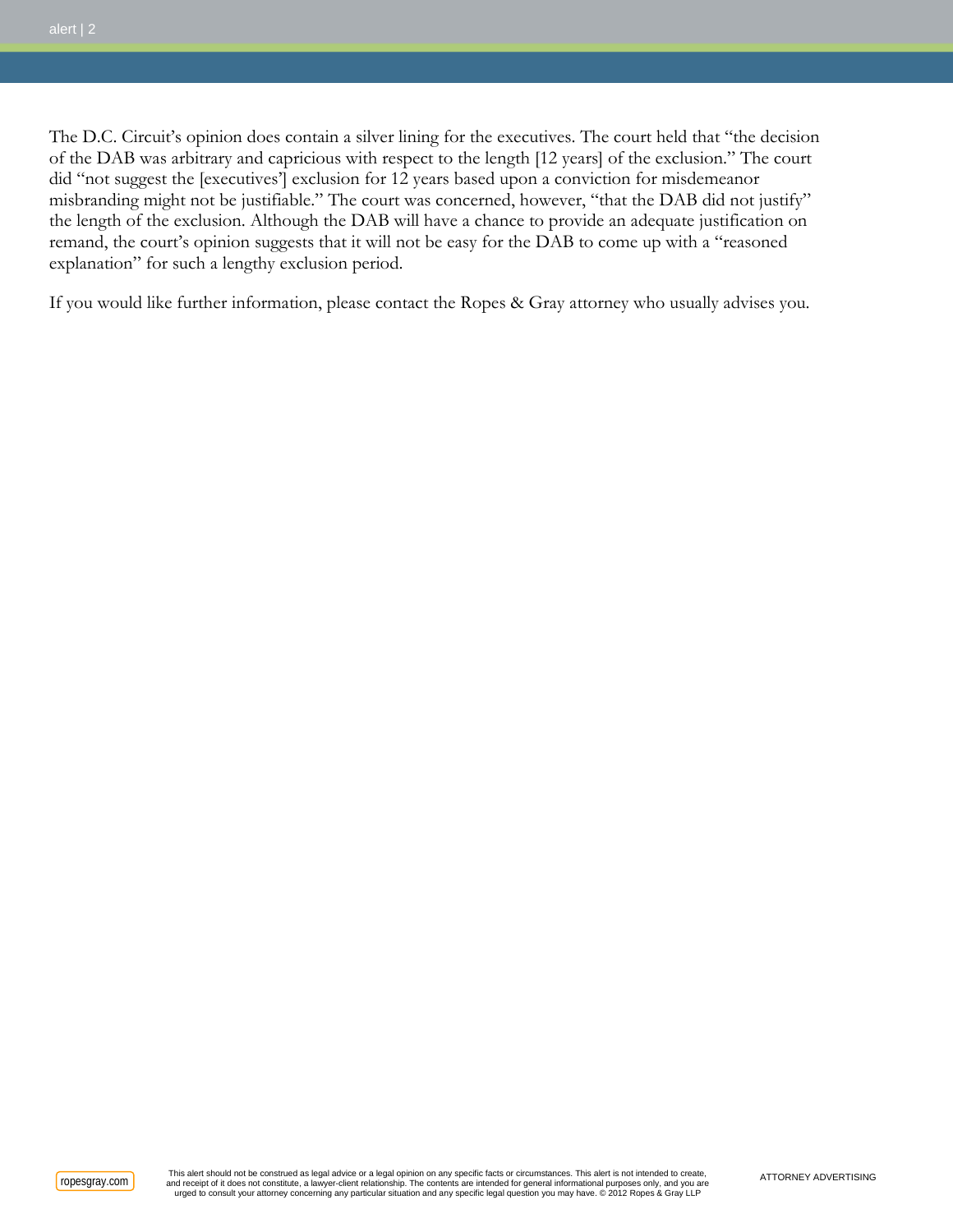The D.C. Circuit's opinion does contain a silver lining for the executives. The court held that "the decision of the DAB was arbitrary and capricious with respect to the length [12 years] of the exclusion." The court did "not suggest the [executives'] exclusion for 12 years based upon a conviction for misdemeanor misbranding might not be justifiable." The court was concerned, however, "that the DAB did not justify" the length of the exclusion. Although the DAB will have a chance to provide an adequate justification on remand, the court's opinion suggests that it will not be easy for the DAB to come up with a "reasoned explanation" for such a lengthy exclusion period.

If you would like further information, please contact the Ropes & Gray attorney who usually advises you.

ropesgray.com

This alert should not be construed as legal advice or a legal opinion on any specific facts or circumstances. This alert is not intended to create, and receipt of it does not constitute, a lawyer-client relationship. The contents are intended for general informational purposes only, and you are urged to consult your attorney concerning any particular situation and any specific legal question you may have. © 2012 Ropes & Gray LLP

ATTORNEY ADVERTISING